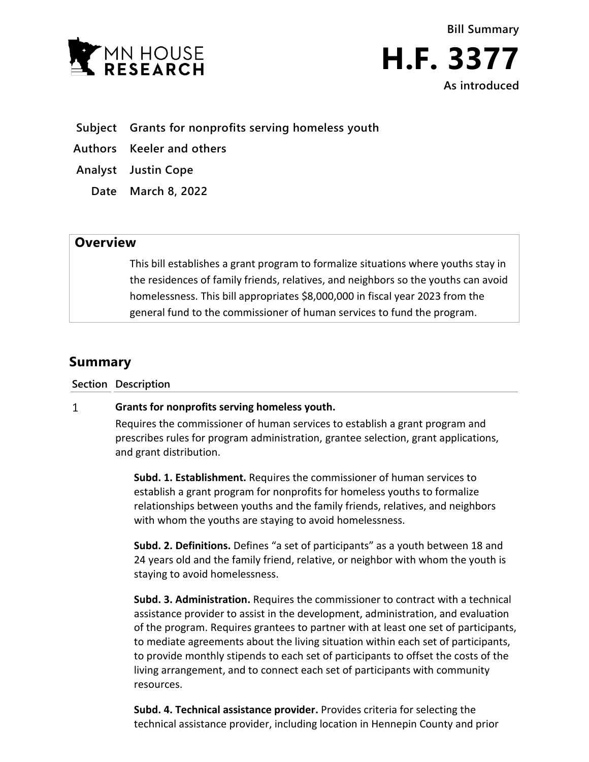Bill Summary

# H.F. 3377

As introduced

**Subject** Grants for nonprofits serving homeless youth

**Authors** Keeler and others

**Analyst** Justin Cope

**Date** March 8, 2022

## Overview

This bill establishes a grant program to formalize situations where youths stay in the residences of family friends, relatives, and neighbors so the youths can avoid homelessness. This bill appropriates $8,000,000 in fiscal year 2023 from the general fund to the commissioner of human services to fund the program.

## Summary

**Section Description**

1 **Grants for nonprofits serving homeless youth.**

Requires the commissioner of human services to establish a grant program and prescribes rules for program administration, grantee selection, grant applications, and grant distribution.

**Subd. 1. Establishment.** Requires the commissioner of human services to establish a grant program for nonprofits for homeless youths to formalize relationships between youths and the family friends, relatives, and neighbors with whom the youths are staying to avoid homelessness.

**Subd. 2. Definitions.** Defines "a set of participants" as a youth between 18 and 24 years old and the family friend, relative, or neighbor with whom the youth is staying to avoid homelessness.

**Subd. 3. Administration.** Requires the commissioner to contract with a technical assistance provider to assist in the development, administration, and evaluation of the program. Requires grantees to partner with at least one set of participants, to mediate agreements about the living situation within each set of participants, to provide monthly stipends to each set of participants to offset the costs of the living arrangement, and to connect each set of participants with community resources.

**Subd. 4. Technical assistance provider.** Provides criteria for selecting the technical assistance provider, including location in Hennepin County and prior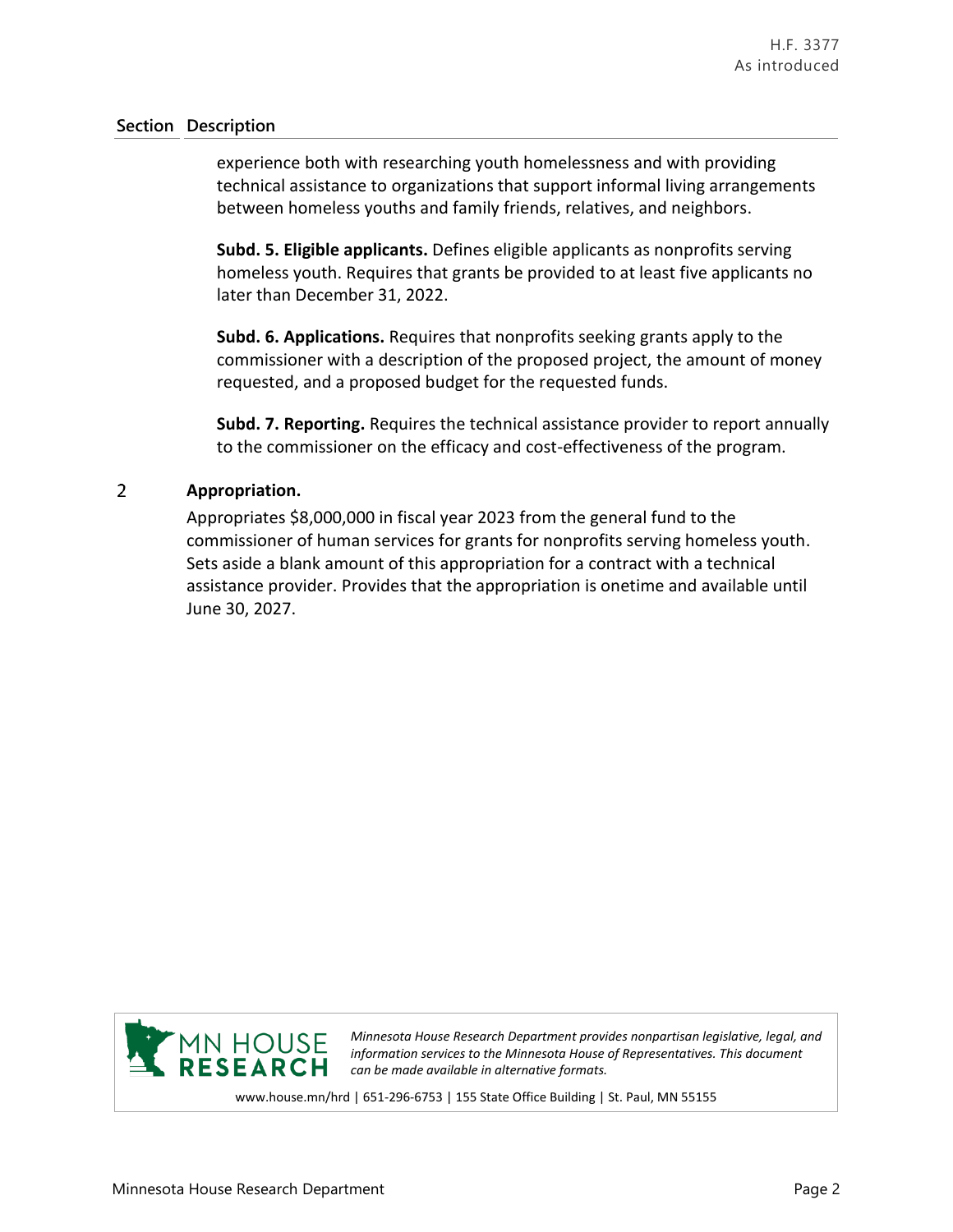| Section | Description |
|---|---|
| | experience both with researching youth homelessness and with providing technical assistance to organizations that support informal living arrangements between homeless youths and family friends, relatives, and neighbors. |
| | **Subd. 5. Eligible applicants.** Defines eligible applicants as nonprofits serving homeless youth. Requires that grants be provided to at least five applicants no later than December 31, 2022. |
| | **Subd. 6. Applications.** Requires that nonprofits seeking grants apply to the commissioner with a description of the proposed project, the amount of money requested, and a proposed budget for the requested funds. |
| | **Subd. 7. Reporting.** Requires the technical assistance provider to report annually to the commissioner on the efficacy and cost-effectiveness of the program. |
| 2 | **Appropriation.** |
| | Appropriates $8,000,000 in fiscal year 2023 from the general fund to the commissioner of human services for grants for nonprofits serving homeless youth. Sets aside a blank amount of this appropriation for a contract with a technical assistance provider. Provides that the appropriation is onetime and available until June 30, 2027. |

MN HOUSE RESEARCH

*Minnesota House Research Department provides nonpartisan legislative, legal, and information services to the Minnesota House of Representatives. This document can be made available in alternative formats.*

www.house.mn/hrd | 651-296-6753 | 155 State Office Building | St. Paul, MN 55155